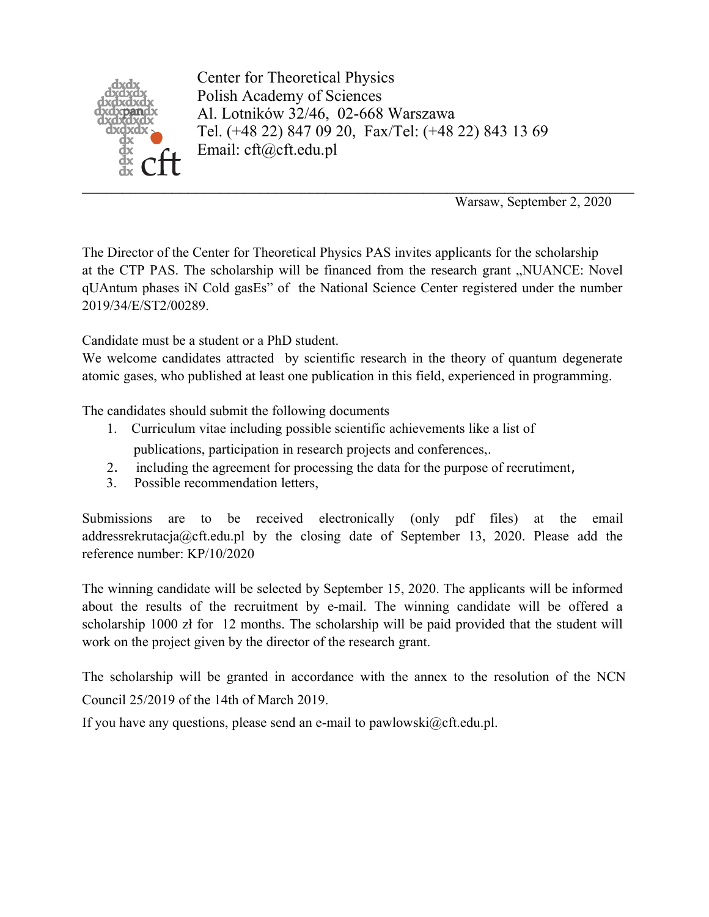Center for Theoretical Physics
Polish Academy of Sciences
Al. Lotników 32/46, 02-668 Warszawa
Tel. (+48 22) 847 09 20, Fax/Tel: (+48 22) 843 13 69
Email: cft@cft.edu.pl

---

Warsaw, September 2, 2020

The Director of the Center for Theoretical Physics PAS invites applicants for the scholarship at the CTP PAS. The scholarship will be financed from the research grant „NUANCE: Novel qUAntum phases iN Cold gasEs" of the National Science Center registered under the number 2019/34/E/ST2/00289.

Candidate must be a student or a PhD student.
We welcome candidates attracted by scientific research in the theory of quantum degenerate atomic gases, who published at least one publication in this field, experienced in programming.

The candidates should submit the following documents

1. Curriculum vitae including possible scientific achievements like a list of publications, participation in research projects and conferences,.
2. including the agreement for processing the data for the purpose of recrutiment,
3. Possible recommendation letters,

Submissions are to be received electronically (only pdf files) at the email addressrekrutacja@cft.edu.pl by the closing date of September 13, 2020. Please add the reference number: KP/10/2020

The winning candidate will be selected by September 15, 2020. The applicants will be informed about the results of the recruitment by e-mail. The winning candidate will be offered a scholarship 1000 zł for 12 months. The scholarship will be paid provided that the student will work on the project given by the director of the research grant.

The scholarship will be granted in accordance with the annex to the resolution of the NCN Council 25/2019 of the 14th of March 2019.

If you have any questions, please send an e-mail to pawlowski@cft.edu.pl.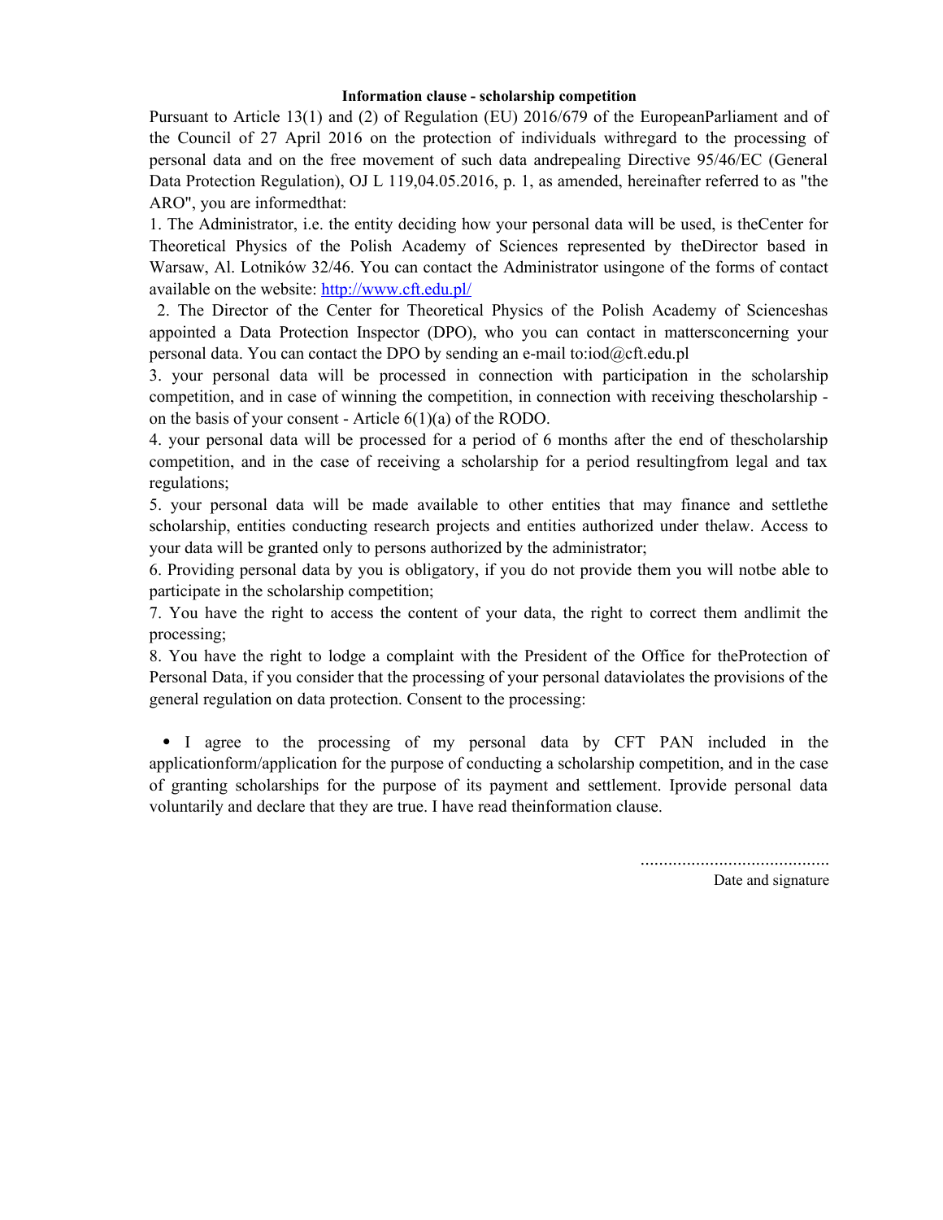**Information clause - scholarship competition**

Pursuant to Article 13(1) and (2) of Regulation (EU) 2016/679 of the EuropeanParliament and of the Council of 27 April 2016 on the protection of individuals withregard to the processing of personal data and on the free movement of such data andrepealing Directive 95/46/EC (General Data Protection Regulation), OJ L 119,04.05.2016, p. 1, as amended, hereinafter referred to as "the ARO", you are informedthat:

1. The Administrator, i.e. the entity deciding how your personal data will be used, is theCenter for Theoretical Physics of the Polish Academy of Sciences represented by theDirector based in Warsaw, Al. Lotników 32/46. You can contact the Administrator usingone of the forms of contact available on the website: [http://www.cft.edu.pl/](http://www.cft.edu.pl/)
2. The Director of the Center for Theoretical Physics of the Polish Academy of Scienceshas appointed a Data Protection Inspector (DPO), who you can contact in mattersconcerning your personal data. You can contact the DPO by sending an e-mail to:iod@cft.edu.pl
3. your personal data will be processed in connection with participation in the scholarship competition, and in case of winning the competition, in connection with receiving thescholarship - on the basis of your consent - Article 6(1)(a) of the RODO.
4. your personal data will be processed for a period of 6 months after the end of thescholarship competition, and in the case of receiving a scholarship for a period resultingfrom legal and tax regulations;
5. your personal data will be made available to other entities that may finance and settlethe scholarship, entities conducting research projects and entities authorized under thelaw. Access to your data will be granted only to persons authorized by the administrator;
6. Providing personal data by you is obligatory, if you do not provide them you will notbe able to participate in the scholarship competition;
7. You have the right to access the content of your data, the right to correct them andlimit the processing;
8. You have the right to lodge a complaint with the President of the Office for theProtection of Personal Data, if you consider that the processing of your personal dataviolates the provisions of the general regulation on data protection. Consent to the processing:

- I agree to the processing of my personal data by CFT PAN included in the applicationform/application for the purpose of conducting a scholarship competition, and in the case of granting scholarships for the purpose of its payment and settlement. Iprovide personal data voluntarily and declare that they are true. I have read theinformation clause.

.........................................

Date and signature